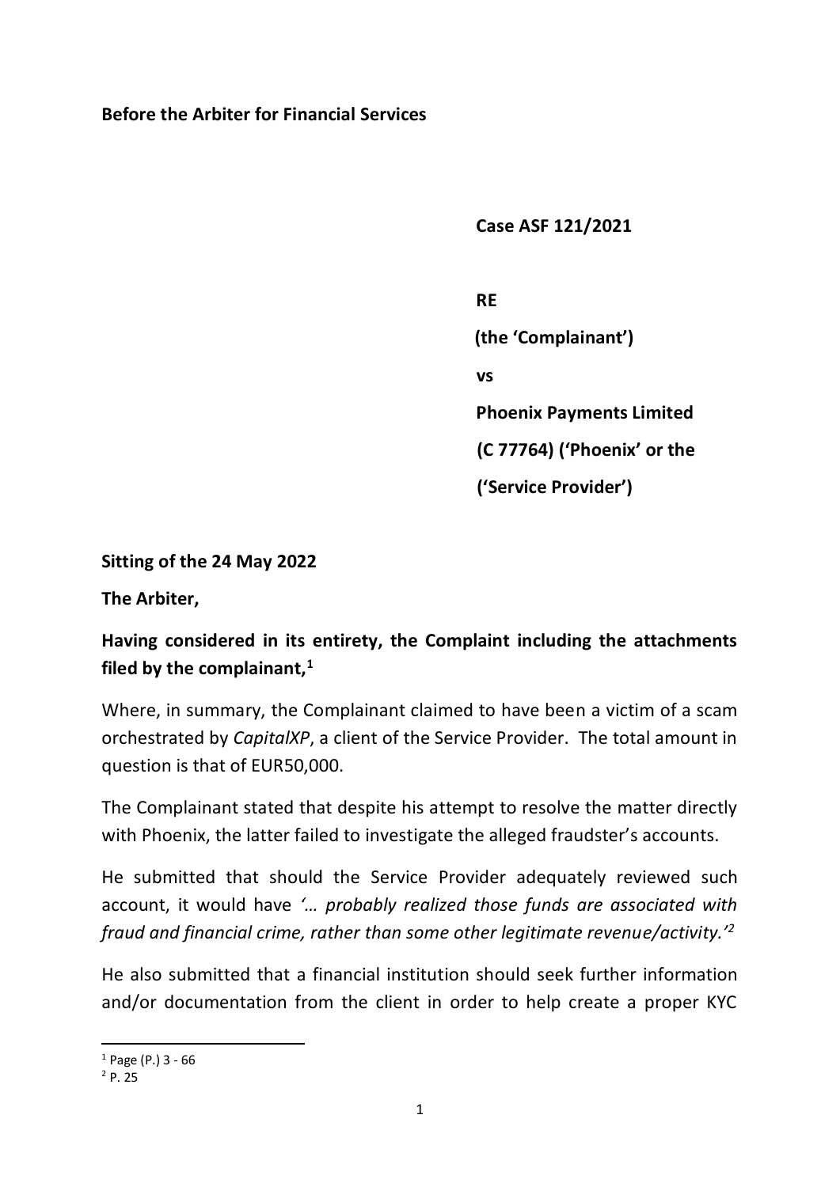**Before the Arbiter for Financial Services**

**Case ASF 121/2021**

**RE**

**(the 'Complainant')**

**vs**

**Phoenix Payments Limited**

**(C 77764) ('Phoenix' or the**

**('Service Provider')**

**Sitting of the 24 May 2022**

**The Arbiter,**

**Having considered in its entirety, the Complaint including the attachments filed by the complainant,**[1]

Where, in summary, the Complainant claimed to have been a victim of a scam orchestrated by *CapitalXP*, a client of the Service Provider. The total amount in question is that of EUR50,000.

The Complainant stated that despite his attempt to resolve the matter directly with Phoenix, the latter failed to investigate the alleged fraudster's accounts.

He submitted that should the Service Provider adequately reviewed such account, it would have *'… probably realized those funds are associated with fraud and financial crime, rather than some other legitimate revenue/activity.'*[2]

He also submitted that a financial institution should seek further information and/or documentation from the client in order to help create a proper KYC

---

[1] Page (P.) 3 - 66

[2] P. 25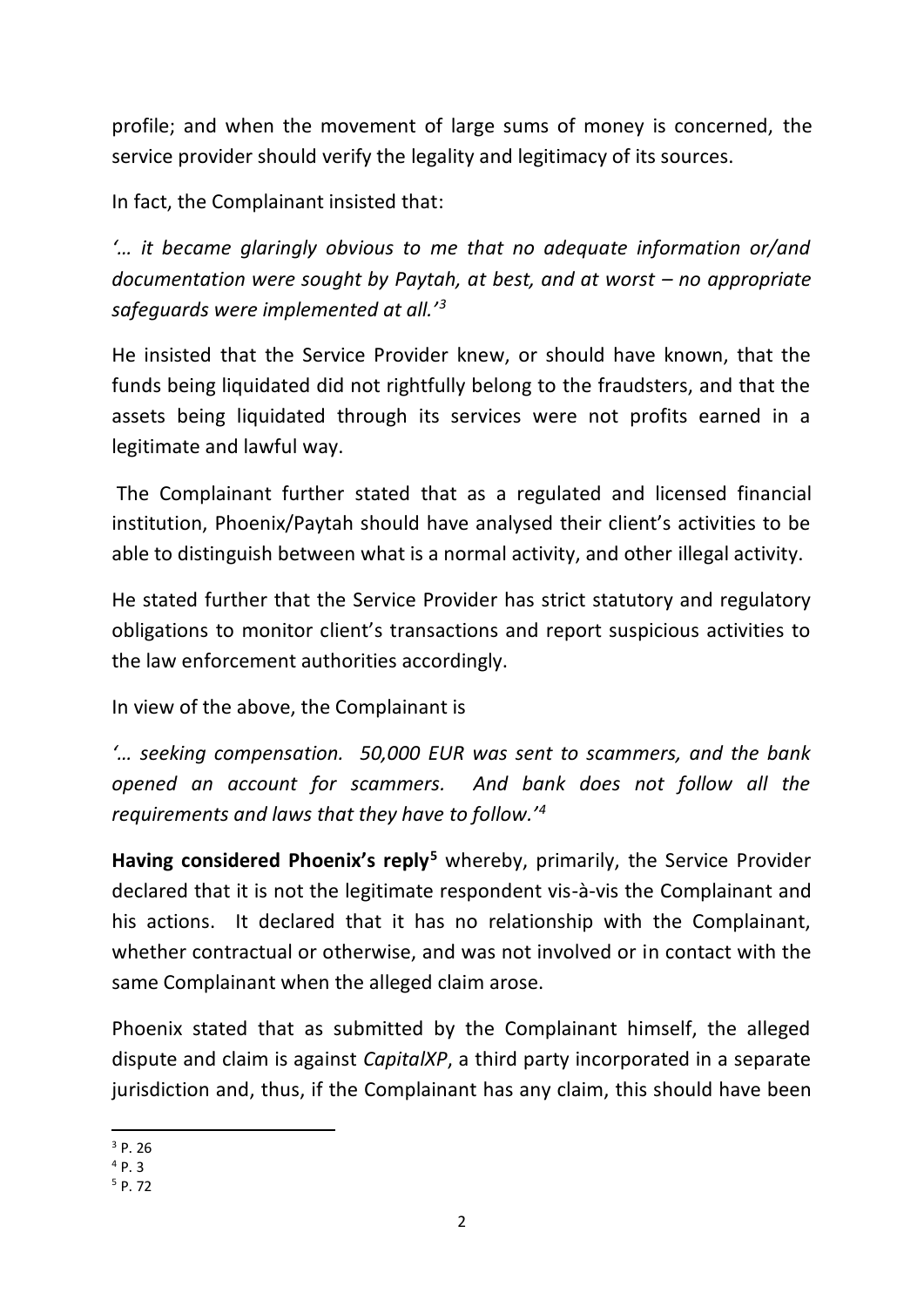profile; and when the movement of large sums of money is concerned, the service provider should verify the legality and legitimacy of its sources.

In fact, the Complainant insisted that:

*'… it became glaringly obvious to me that no adequate information or/and documentation were sought by Paytah, at best, and at worst – no appropriate safeguards were implemented at all.'*[3]

He insisted that the Service Provider knew, or should have known, that the funds being liquidated did not rightfully belong to the fraudsters, and that the assets being liquidated through its services were not profits earned in a legitimate and lawful way.

The Complainant further stated that as a regulated and licensed financial institution, Phoenix/Paytah should have analysed their client's activities to be able to distinguish between what is a normal activity, and other illegal activity.

He stated further that the Service Provider has strict statutory and regulatory obligations to monitor client's transactions and report suspicious activities to the law enforcement authorities accordingly.

In view of the above, the Complainant is

*'… seeking compensation. 50,000 EUR was sent to scammers, and the bank opened an account for scammers. And bank does not follow all the requirements and laws that they have to follow.'*[4]

**Having considered Phoenix's reply**[5] whereby, primarily, the Service Provider declared that it is not the legitimate respondent vis-à-vis the Complainant and his actions. It declared that it has no relationship with the Complainant, whether contractual or otherwise, and was not involved or in contact with the same Complainant when the alleged claim arose.

Phoenix stated that as submitted by the Complainant himself, the alleged dispute and claim is against *CapitalXP*, a third party incorporated in a separate jurisdiction and, thus, if the Complainant has any claim, this should have been

[3] P. 26

[4] P. 3

[5] P. 72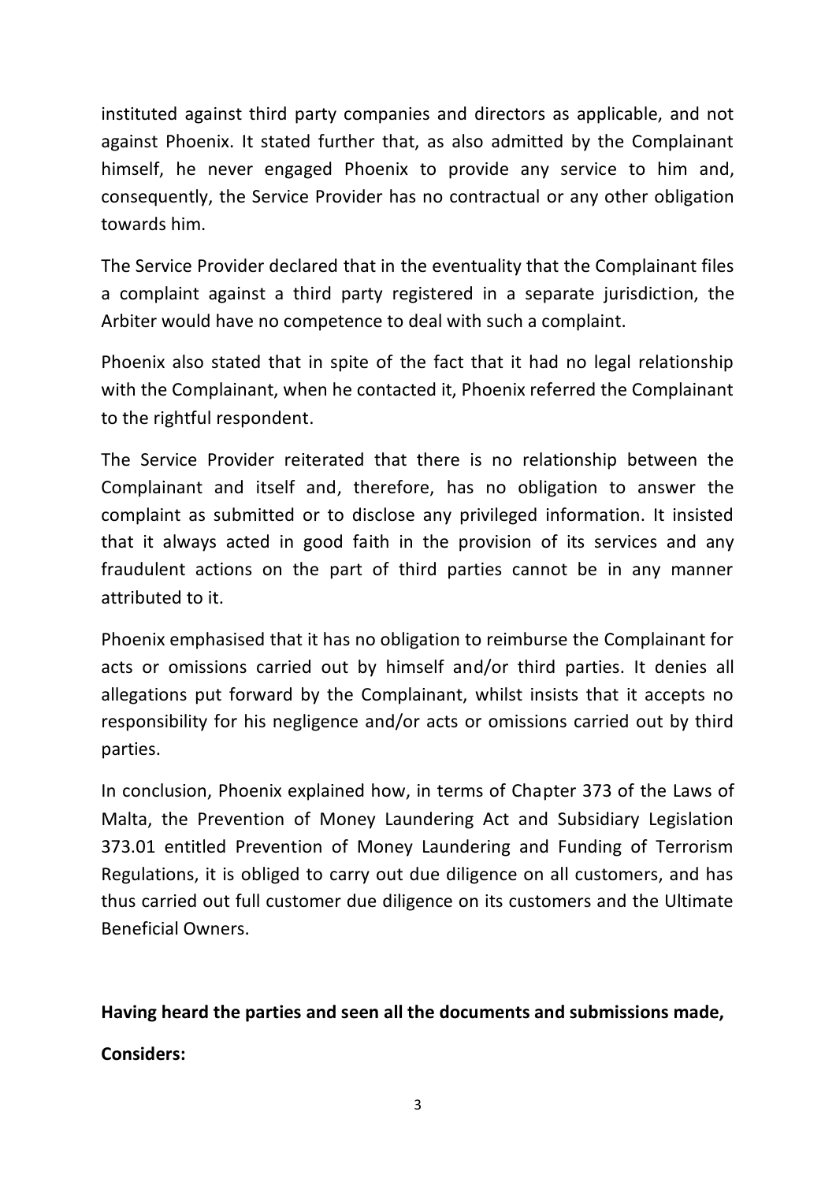instituted against third party companies and directors as applicable, and not against Phoenix. It stated further that, as also admitted by the Complainant himself, he never engaged Phoenix to provide any service to him and, consequently, the Service Provider has no contractual or any other obligation towards him.

The Service Provider declared that in the eventuality that the Complainant files a complaint against a third party registered in a separate jurisdiction, the Arbiter would have no competence to deal with such a complaint.

Phoenix also stated that in spite of the fact that it had no legal relationship with the Complainant, when he contacted it, Phoenix referred the Complainant to the rightful respondent.

The Service Provider reiterated that there is no relationship between the Complainant and itself and, therefore, has no obligation to answer the complaint as submitted or to disclose any privileged information. It insisted that it always acted in good faith in the provision of its services and any fraudulent actions on the part of third parties cannot be in any manner attributed to it.

Phoenix emphasised that it has no obligation to reimburse the Complainant for acts or omissions carried out by himself and/or third parties. It denies all allegations put forward by the Complainant, whilst insists that it accepts no responsibility for his negligence and/or acts or omissions carried out by third parties.

In conclusion, Phoenix explained how, in terms of Chapter 373 of the Laws of Malta, the Prevention of Money Laundering Act and Subsidiary Legislation 373.01 entitled Prevention of Money Laundering and Funding of Terrorism Regulations, it is obliged to carry out due diligence on all customers, and has thus carried out full customer due diligence on its customers and the Ultimate Beneficial Owners.

**Having heard the parties and seen all the documents and submissions made,**

**Considers:**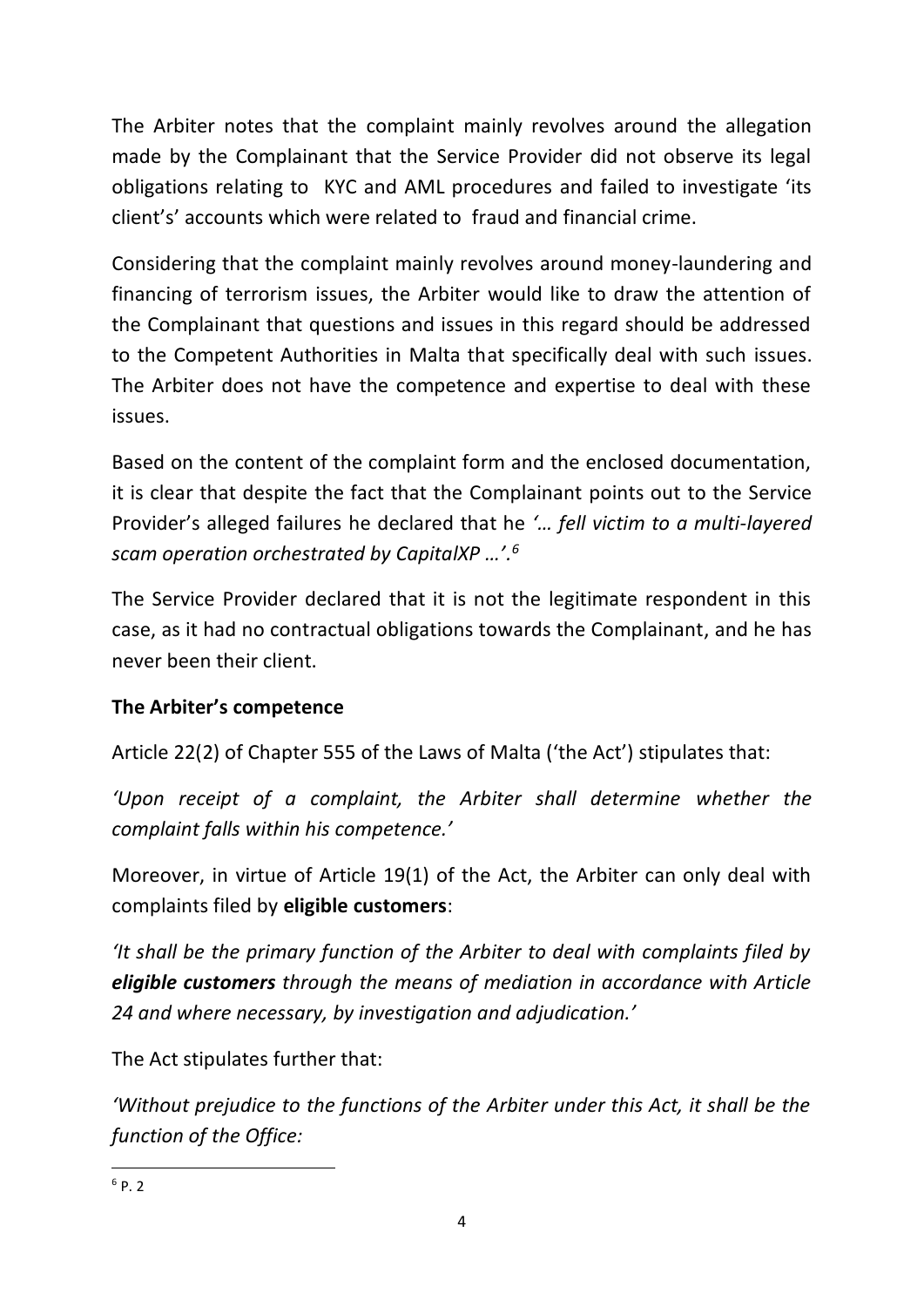The Arbiter notes that the complaint mainly revolves around the allegation made by the Complainant that the Service Provider did not observe its legal obligations relating to KYC and AML procedures and failed to investigate 'its client's' accounts which were related to fraud and financial crime.

Considering that the complaint mainly revolves around money-laundering and financing of terrorism issues, the Arbiter would like to draw the attention of the Complainant that questions and issues in this regard should be addressed to the Competent Authorities in Malta that specifically deal with such issues. The Arbiter does not have the competence and expertise to deal with these issues.

Based on the content of the complaint form and the enclosed documentation, it is clear that despite the fact that the Complainant points out to the Service Provider's alleged failures he declared that he *'… fell victim to a multi-layered scam operation orchestrated by CapitalXP …'.*[6]

The Service Provider declared that it is not the legitimate respondent in this case, as it had no contractual obligations towards the Complainant, and he has never been their client.

**The Arbiter's competence**

Article 22(2) of Chapter 555 of the Laws of Malta ('the Act') stipulates that:

*'Upon receipt of a complaint, the Arbiter shall determine whether the complaint falls within his competence.'*

Moreover, in virtue of Article 19(1) of the Act, the Arbiter can only deal with complaints filed by **eligible customers**:

*'It shall be the primary function of the Arbiter to deal with complaints filed by **eligible customers** through the means of mediation in accordance with Article 24 and where necessary, by investigation and adjudication.'*

The Act stipulates further that:

*'Without prejudice to the functions of the Arbiter under this Act, it shall be the function of the Office:*

---

[6] P. 2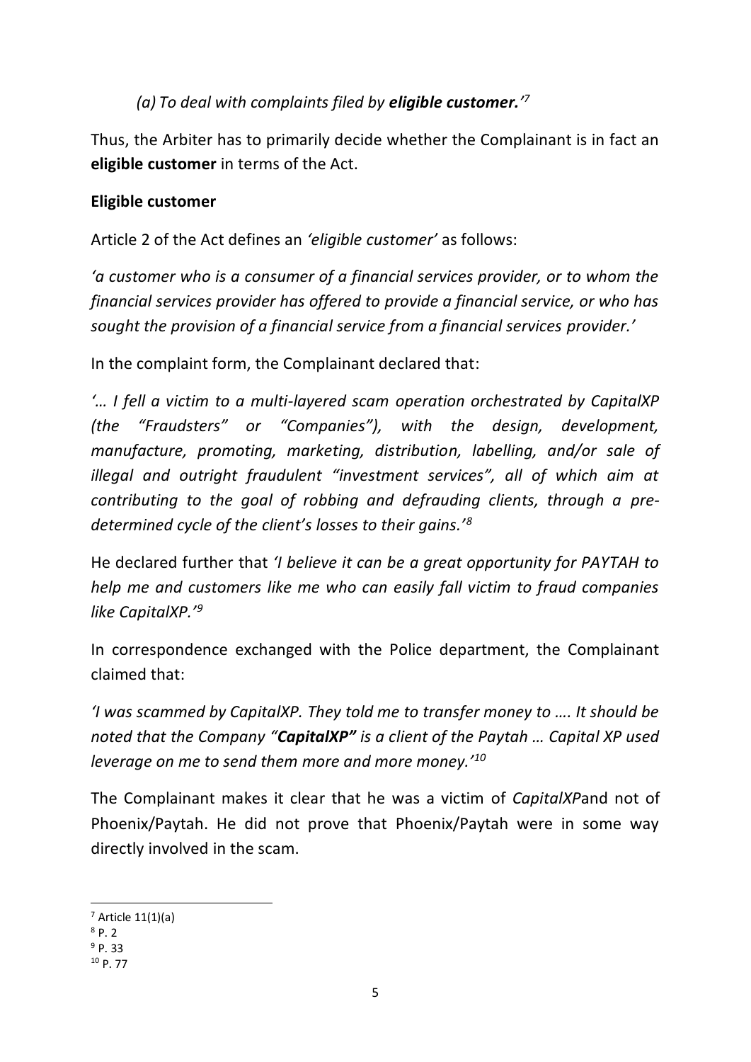*(a) To deal with complaints filed by **eligible customer.**'*[7]

Thus, the Arbiter has to primarily decide whether the Complainant is in fact an **eligible customer** in terms of the Act.

**Eligible customer**

Article 2 of the Act defines an *'eligible customer'* as follows:

*'a customer who is a consumer of a financial services provider, or to whom the financial services provider has offered to provide a financial service, or who has sought the provision of a financial service from a financial services provider.'*

In the complaint form, the Complainant declared that:

*'… I fell a victim to a multi-layered scam operation orchestrated by CapitalXP (the "Fraudsters" or "Companies"), with the design, development, manufacture, promoting, marketing, distribution, labelling, and/or sale of illegal and outright fraudulent "investment services", all of which aim at contributing to the goal of robbing and defrauding clients, through a pre-determined cycle of the client's losses to their gains.'*[8]

He declared further that *'I believe it can be a great opportunity for PAYTAH to help me and customers like me who can easily fall victim to fraud companies like CapitalXP.'*[9]

In correspondence exchanged with the Police department, the Complainant claimed that:

*'I was scammed by CapitalXP. They told me to transfer money to …. It should be noted that the Company "**CapitalXP**" is a client of the Paytah … Capital XP used leverage on me to send them more and more money.'*[10]

The Complainant makes it clear that he was a victim of *CapitalXP*and not of Phoenix/Paytah. He did not prove that Phoenix/Paytah were in some way directly involved in the scam.

---

[7] Article 11(1)(a)

[8] P. 2

[9] P. 33

[10] P. 77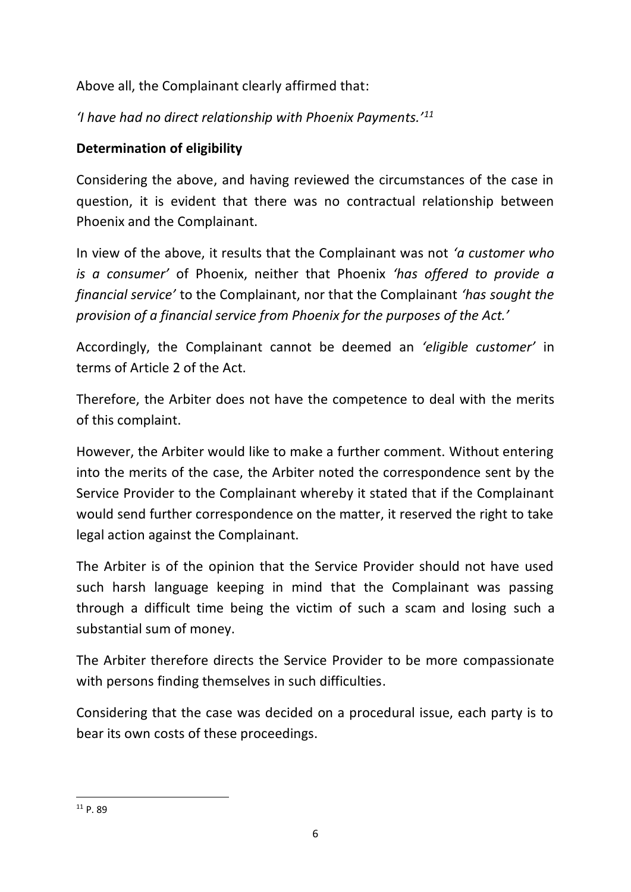Above all, the Complainant clearly affirmed that:

*'I have had no direct relationship with Phoenix Payments.'*[11]

**Determination of eligibility**

Considering the above, and having reviewed the circumstances of the case in question, it is evident that there was no contractual relationship between Phoenix and the Complainant.

In view of the above, it results that the Complainant was not *'a customer who is a consumer'* of Phoenix, neither that Phoenix *'has offered to provide a financial service'* to the Complainant, nor that the Complainant *'has sought the provision of a financial service from Phoenix for the purposes of the Act.'*

Accordingly, the Complainant cannot be deemed an *'eligible customer'* in terms of Article 2 of the Act.

Therefore, the Arbiter does not have the competence to deal with the merits of this complaint.

However, the Arbiter would like to make a further comment. Without entering into the merits of the case, the Arbiter noted the correspondence sent by the Service Provider to the Complainant whereby it stated that if the Complainant would send further correspondence on the matter, it reserved the right to take legal action against the Complainant.

The Arbiter is of the opinion that the Service Provider should not have used such harsh language keeping in mind that the Complainant was passing through a difficult time being the victim of such a scam and losing such a substantial sum of money.

The Arbiter therefore directs the Service Provider to be more compassionate with persons finding themselves in such difficulties.

Considering that the case was decided on a procedural issue, each party is to bear its own costs of these proceedings.

---

[11] P. 89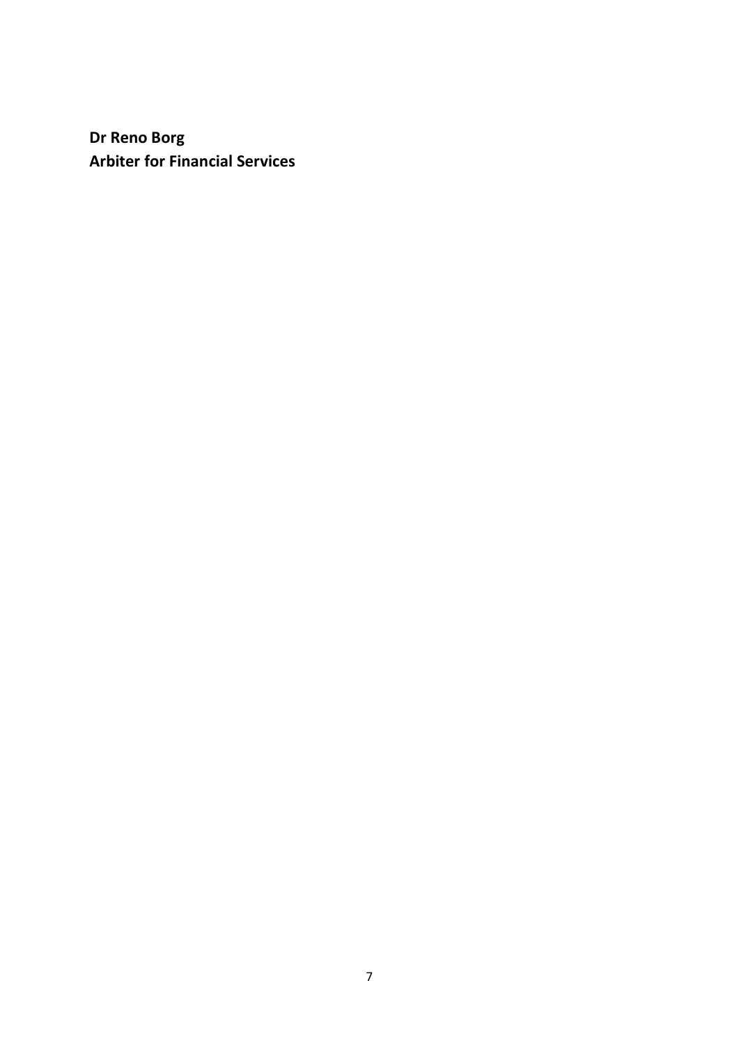**Dr Reno Borg**
**Arbiter for Financial Services**